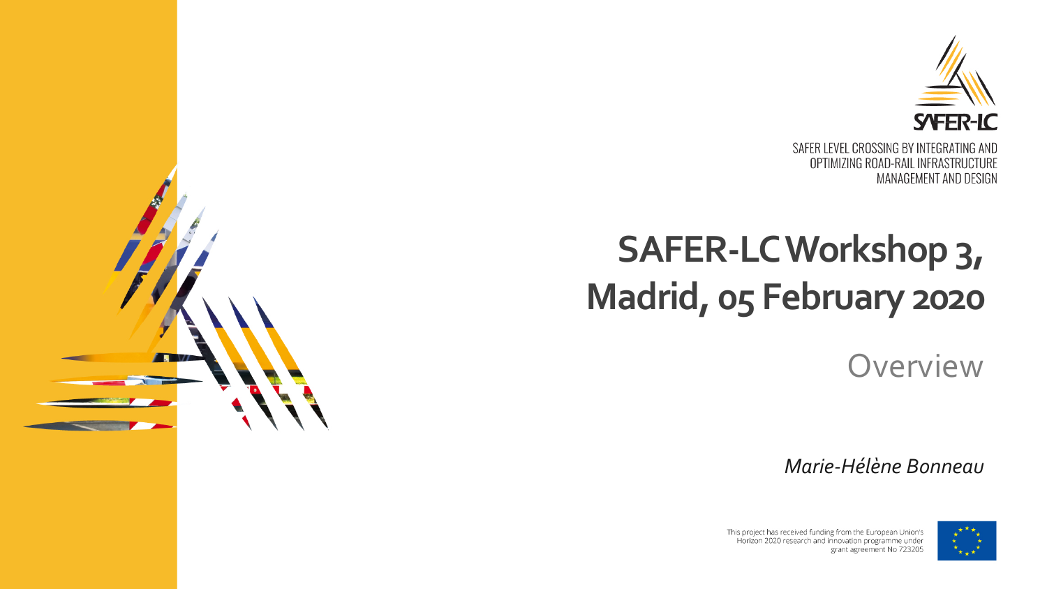SAFER-LC

SAFER LEVEL CROSSING BY INTEGRATING AND OPTIMIZING ROAD-RAIL INFRASTRUCTURE MANAGEMENT AND DESIGN

# SAFER-LC Workshop 3, Madrid, 05 February 2020

## Overview

*Marie-Hélène Bonneau*

This project has received funding from the European Union's Horizon 2020 research and innovation programme under grant agreement No 723205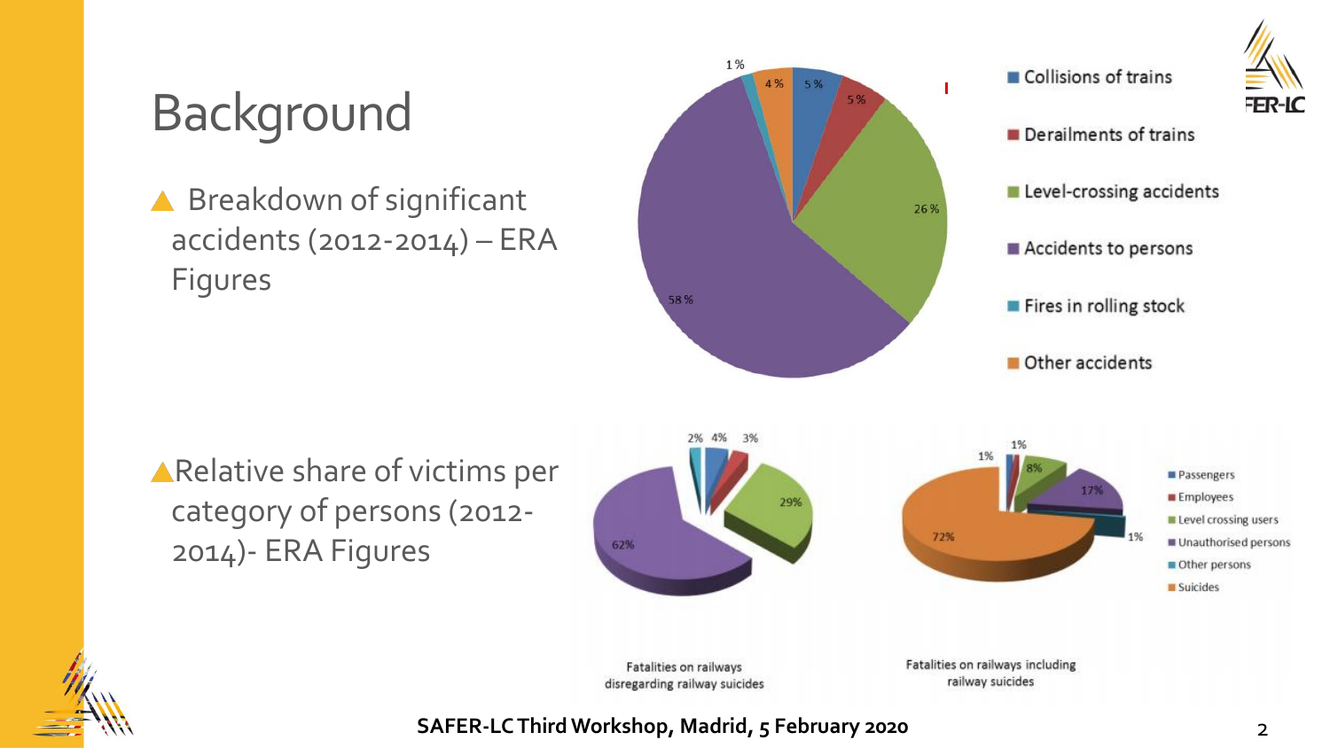# Background

- Breakdown of significant accidents (2012-2014) – ERA Figures

| Category | Share |
|---|---|
| Collisions of trains | 5 % |
| Derailments of trains | 5 % |
| Level-crossing accidents | 26 % |
| Accidents to persons | 58 % |
| Fires in rolling stock | 1 % |
| Other accidents | 4 % |

- Relative share of victims per category of persons (2012-2014)- ERA Figures

| Category | Fatalities on railways disregarding railway suicides | Fatalities on railways including railway suicides |
|---|---|---|
| Passengers | 4% | 1% |
| Employees | 3% | 1% |
| Level crossing users | 29% | 8% |
| Unauthorised persons | 62% | 17% |
| Other persons | 2% | 1% |
| Suicides | | 72% |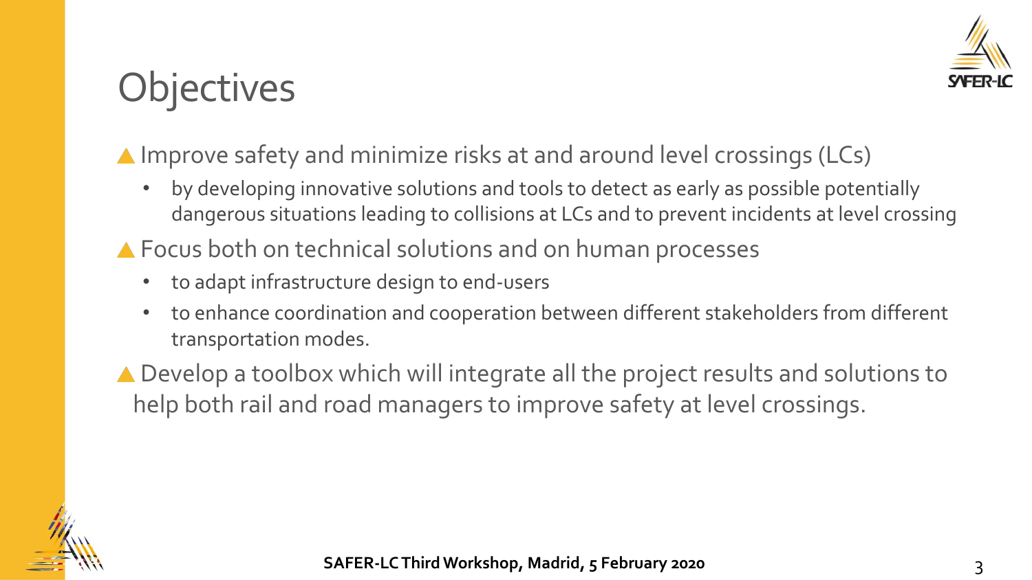# Objectives

- Improve safety and minimize risks at and around level crossings (LCs)
  - by developing innovative solutions and tools to detect as early as possible potentially dangerous situations leading to collisions at LCs and to prevent incidents at level crossing
- Focus both on technical solutions and on human processes
  - to adapt infrastructure design to end-users
  - to enhance coordination and cooperation between different stakeholders from different transportation modes.
- Develop a toolbox which will integrate all the project results and solutions to help both rail and road managers to improve safety at level crossings.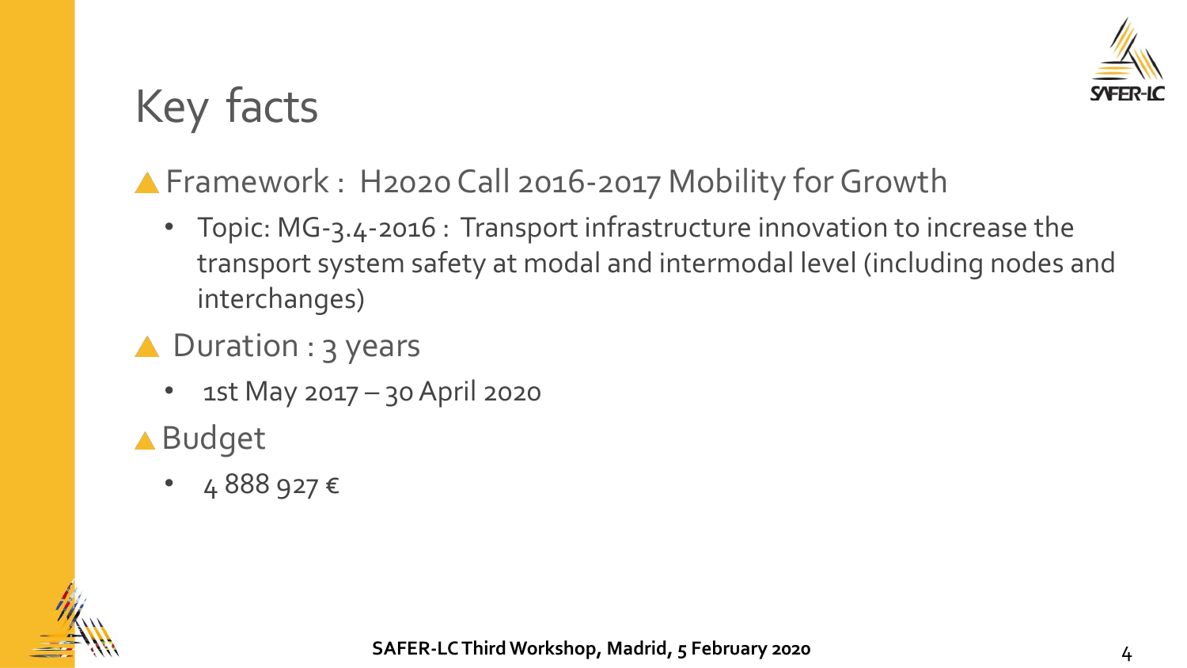# Key facts

- Framework : H2020 Call 2016-2017 Mobility for Growth
  - Topic: MG-3.4-2016 : Transport infrastructure innovation to increase the transport system safety at modal and intermodal level (including nodes and interchanges)
- Duration : 3 years
  - 1st May 2017 – 30 April 2020
- Budget
  - 4 888 927 €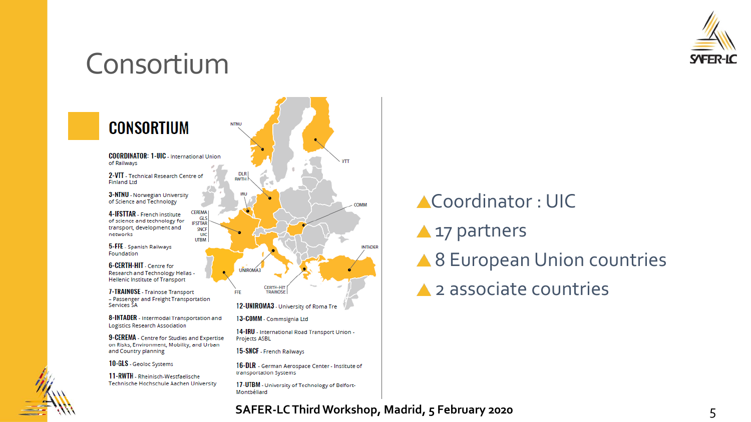# Consortium

## CONSORTIUM

**COORDINATOR: 1-UIC** - International Union of Railways

**2-VTT** - Technical Research Centre of Finland Ltd

**3-NTNU** - Norwegian University of Science and Technology

**4-IFSTTAR** - French institute of science and technology for transport, development and networks

**5-FFE** - Spanish Railways Foundation

**6-CERTH-HIT** - Centre for Research and Technology Hellas - Hellenic Institute of Transport

**7-TRAINOSE** - Trainose Transport – Passenger and Freight Transportation Services SA

**8-INTADER** - Intermodal Transportation and Logistics Research Association

**9-CEREMA** - Centre for Studies and Expertise on Risks, Environment, Mobility, and Urban and Country planning

**10-GLS** - Geoloc Systems

**11-RWTH** - Rheinisch-Westfaelische Technische Hochschule Aachen University

**12-UNIROMA3** - University of Roma Tre

**13-COMM** - Commsignia Ltd

**14-IRU** - International Road Transport Union - Projects ASBL

**15-SNCF** - French Railways

**16-DLR** - German Aerospace Center - Institute of transportation systems

**17-UTBM** - University of Technology of Belfort-Montbéliard

- Coordinator : UIC
- 17 partners
- 8 European Union countries
- 2 associate countries

**SAFER-LC Third Workshop, Madrid, 5 February 2020**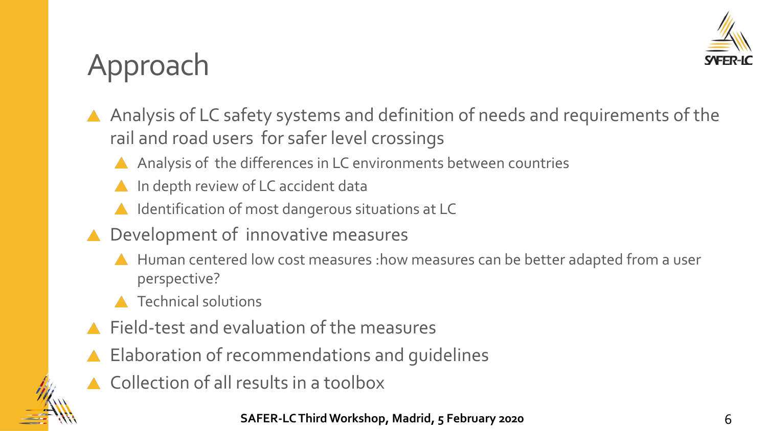# Approach

- Analysis of LC safety systems and definition of needs and requirements of the rail and road users for safer level crossings
  - Analysis of the differences in LC environments between countries
  - In depth review of LC accident data
  - Identification of most dangerous situations at LC
- Development of innovative measures
  - Human centered low cost measures :how measures can be better adapted from a user perspective?
  - Technical solutions
- Field-test and evaluation of the measures
- Elaboration of recommendations and guidelines
- Collection of all results in a toolbox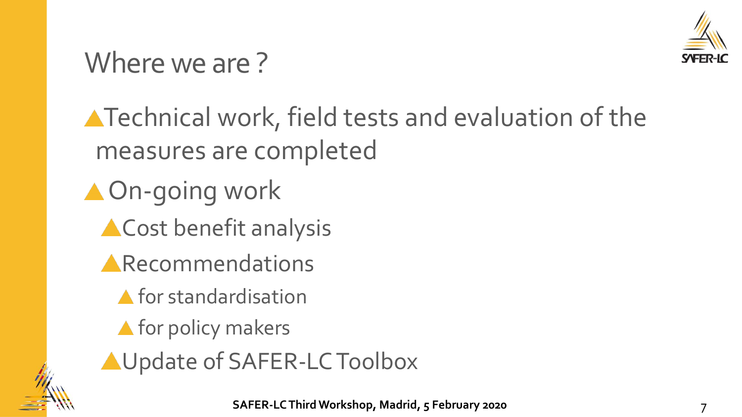# Where we are ?

- Technical work, field tests and evaluation of the measures are completed
- On-going work
  - Cost benefit analysis
  - Recommendations
    - for standardisation
    - for policy makers
  - Update of SAFER-LC Toolbox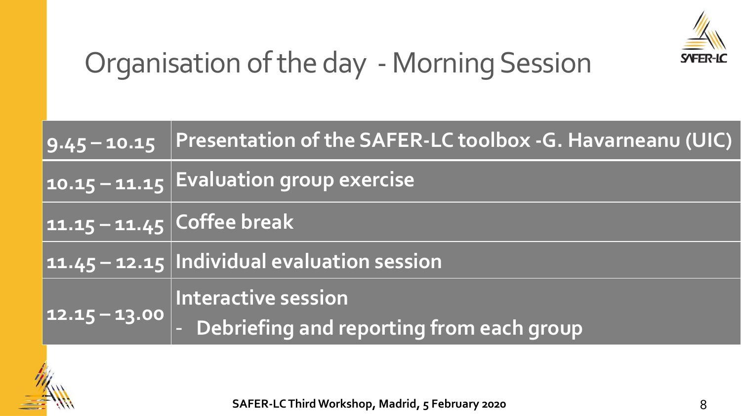# Organisation of the day - Morning Session

| | |
|---|---|
| 9.45 – 10.15 | Presentation of the SAFER-LC toolbox -G. Havarneanu (UIC) |
| 10.15 – 11.15 | Evaluation group exercise |
| 11.15 – 11.45 | Coffee break |
| 11.45 – 12.15 | Individual evaluation session |
| 12.15 – 13.00 | Interactive session<br>- Debriefing and reporting from each group |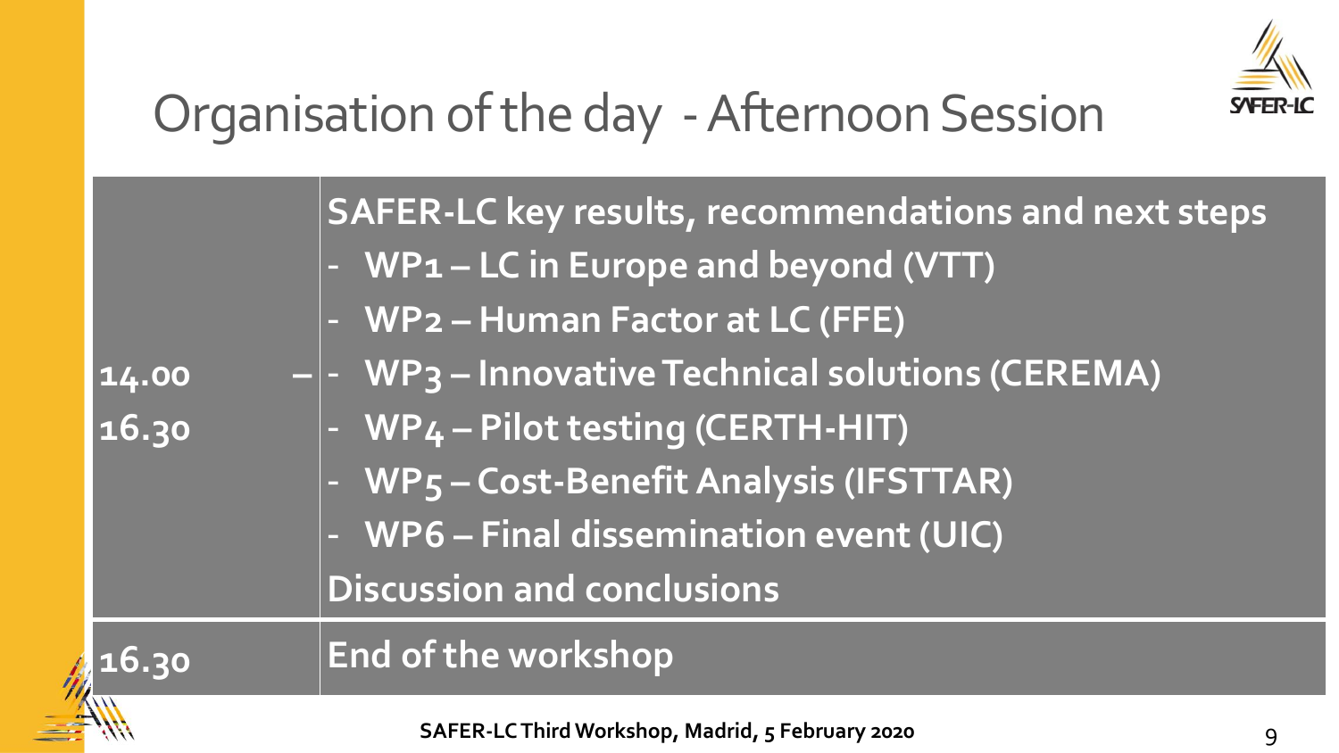# Organisation of the day - Afternoon Session

| | |
|---|---|
| 14.00 – 16.30 | **SAFER-LC key results, recommendations and next steps**<br>- WP1 – LC in Europe and beyond (VTT)<br>- WP2 – Human Factor at LC (FFE)<br>- WP3 – Innovative Technical solutions (CEREMA)<br>- WP4 – Pilot testing (CERTH-HIT)<br>- WP5 – Cost-Benefit Analysis (IFSTTAR)<br>- WP6 – Final dissemination event (UIC)<br>**Discussion and conclusions** |
| 16.30 | **End of the workshop** |